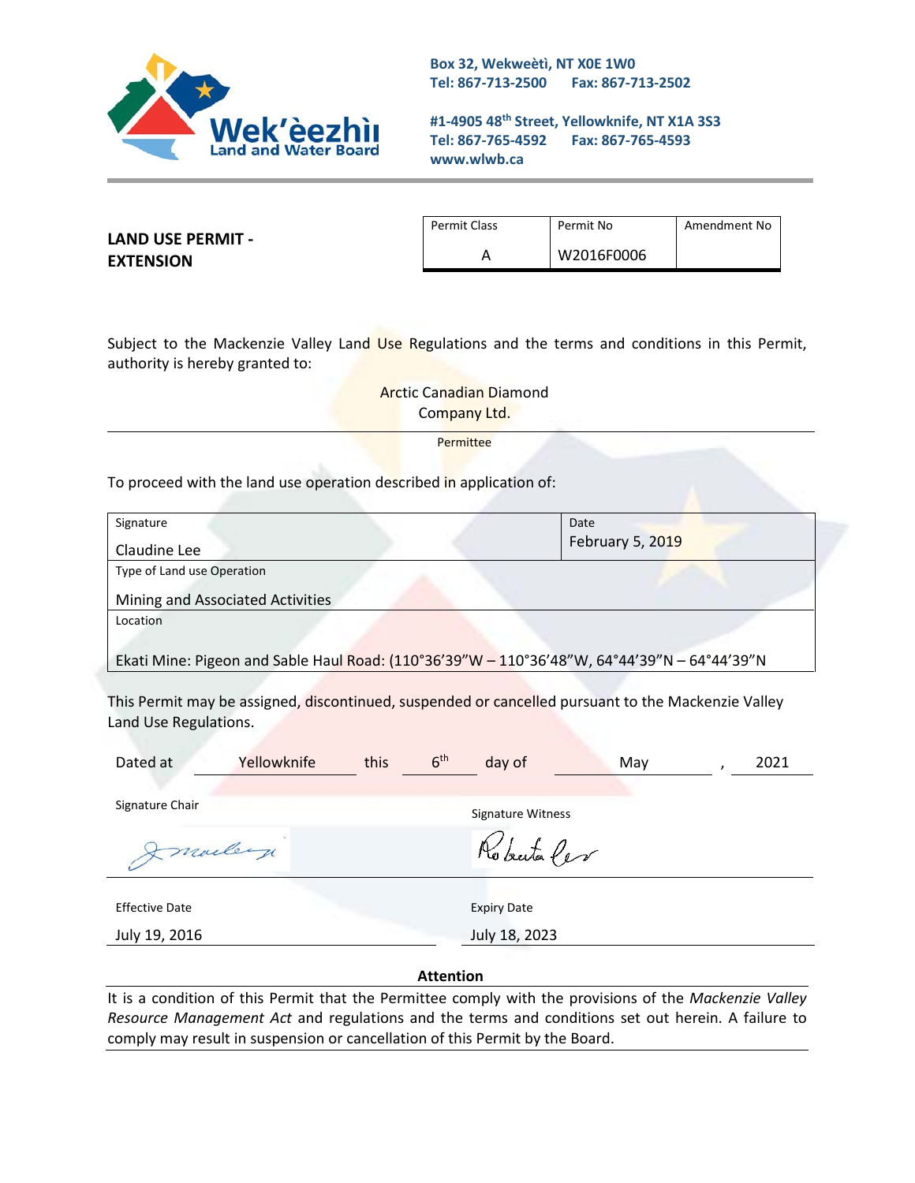Wek'èezhìı Land and Water Board

**Box 32, Wekweètì, NT X0E 1W0**
**Tel: 867-713-2500 Fax: 867-713-2502**

**#1-4905 48th Street, Yellowknife, NT X1A 3S3**
**Tel: 867-765-4592 Fax: 867-765-4593**
**www.wlwb.ca**

## LAND USE PERMIT - EXTENSION

| Permit Class | Permit No | Amendment No |
|---|---|---|
| A | W2016F0006 | |

Subject to the Mackenzie Valley Land Use Regulations and the terms and conditions in this Permit, authority is hereby granted to:

Arctic Canadian Diamond Company Ltd.

Permittee

To proceed with the land use operation described in application of:

| Signature | Date |
|---|---|
| Claudine Lee | February 5, 2019 |
| **Type of Land use Operation** | |
| Mining and Associated Activities | |
| **Location** | |
| Ekati Mine: Pigeon and Sable Haul Road: (110°36'39"W – 110°36'48"W, 64°44'39"N – 64°44'39"N | |

This Permit may be assigned, discontinued, suspended or cancelled pursuant to the Mackenzie Valley Land Use Regulations.

Dated at Yellowknife this 6th day of May , 2021

Signature Chair

[signature]

Signature Witness

[signature]

| Effective Date | Expiry Date |
|---|---|
| July 19, 2016 | July 18, 2023 |

**Attention**

It is a condition of this Permit that the Permittee comply with the provisions of the *Mackenzie Valley Resource Management Act* and regulations and the terms and conditions set out herein. A failure to comply may result in suspension or cancellation of this Permit by the Board.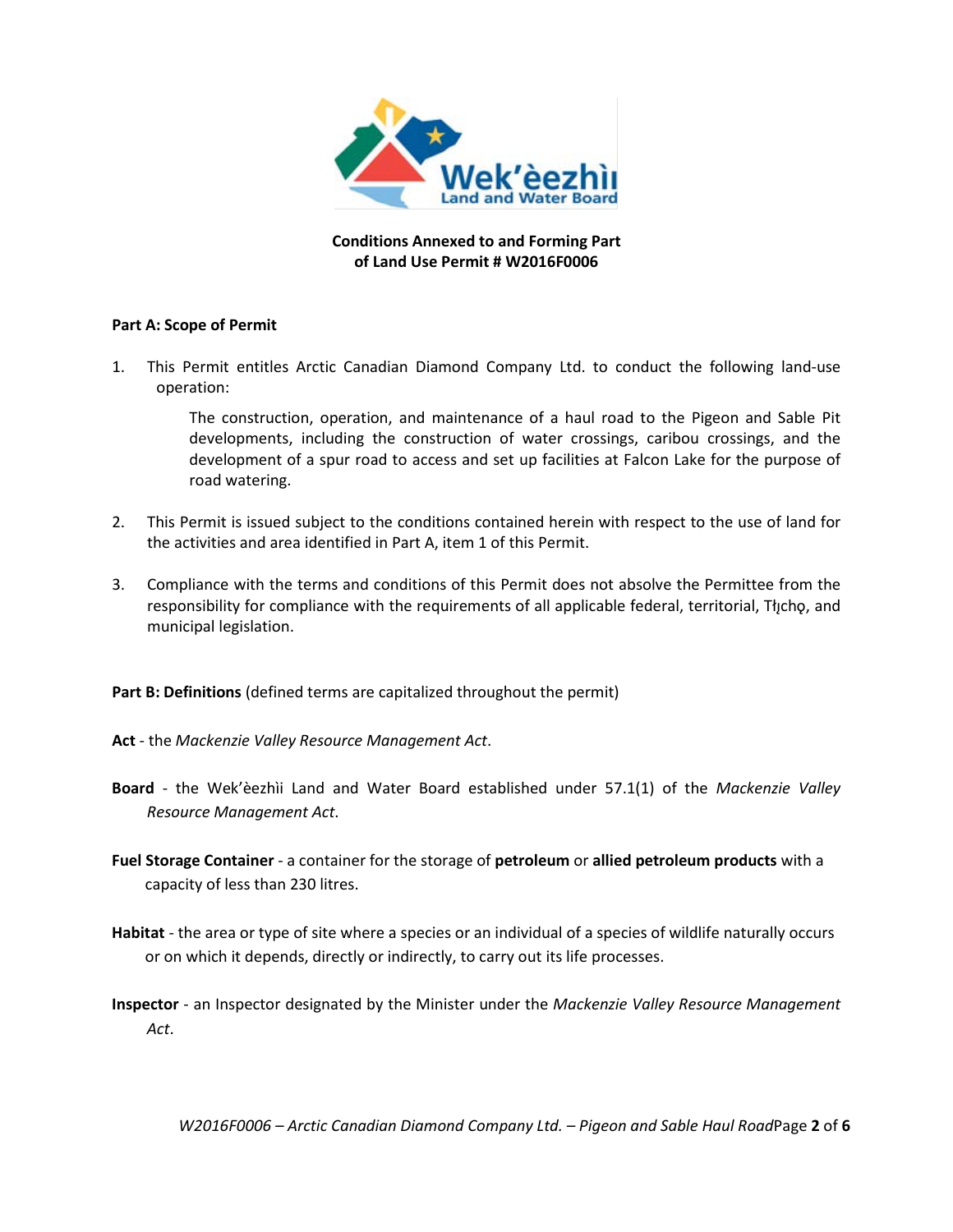**Conditions Annexed to and Forming Part of Land Use Permit # W2016F0006**

**Part A: Scope of Permit**

1. This Permit entitles Arctic Canadian Diamond Company Ltd. to conduct the following land-use operation:

   The construction, operation, and maintenance of a haul road to the Pigeon and Sable Pit developments, including the construction of water crossings, caribou crossings, and the development of a spur road to access and set up facilities at Falcon Lake for the purpose of road watering.

2. This Permit is issued subject to the conditions contained herein with respect to the use of land for the activities and area identified in Part A, item 1 of this Permit.

3. Compliance with the terms and conditions of this Permit does not absolve the Permittee from the responsibility for compliance with the requirements of all applicable federal, territorial, Tłı̨chǫ, and municipal legislation.

**Part B: Definitions** (defined terms are capitalized throughout the permit)

**Act** - the *Mackenzie Valley Resource Management Act*.

**Board** - the Wek'èezhìi Land and Water Board established under 57.1(1) of the *Mackenzie Valley Resource Management Act*.

**Fuel Storage Container** - a container for the storage of **petroleum** or **allied petroleum products** with a capacity of less than 230 litres.

**Habitat** - the area or type of site where a species or an individual of a species of wildlife naturally occurs or on which it depends, directly or indirectly, to carry out its life processes.

**Inspector** - an Inspector designated by the Minister under the *Mackenzie Valley Resource Management Act*.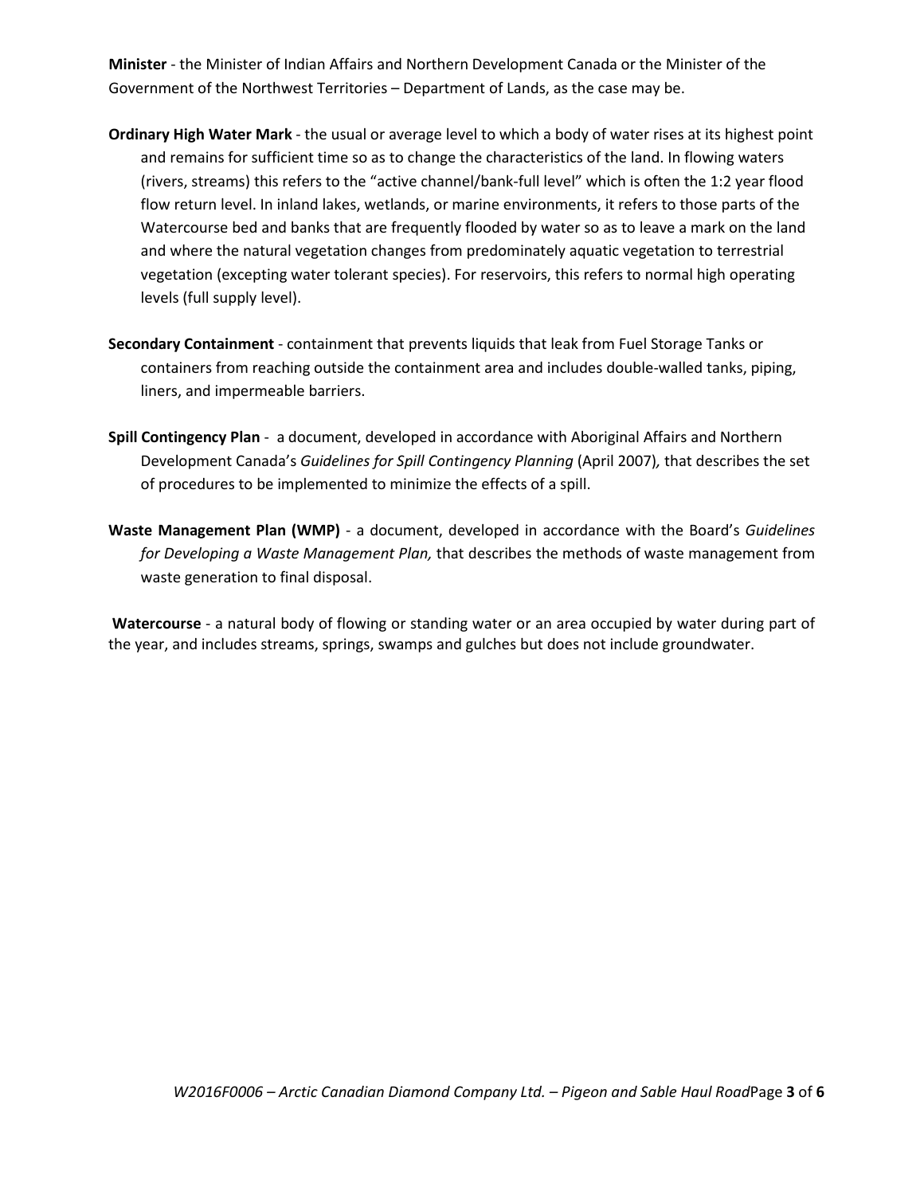**Minister** - the Minister of Indian Affairs and Northern Development Canada or the Minister of the Government of the Northwest Territories – Department of Lands, as the case may be.

**Ordinary High Water Mark** - the usual or average level to which a body of water rises at its highest point and remains for sufficient time so as to change the characteristics of the land. In flowing waters (rivers, streams) this refers to the "active channel/bank-full level" which is often the 1:2 year flood flow return level. In inland lakes, wetlands, or marine environments, it refers to those parts of the Watercourse bed and banks that are frequently flooded by water so as to leave a mark on the land and where the natural vegetation changes from predominately aquatic vegetation to terrestrial vegetation (excepting water tolerant species). For reservoirs, this refers to normal high operating levels (full supply level).

**Secondary Containment** - containment that prevents liquids that leak from Fuel Storage Tanks or containers from reaching outside the containment area and includes double-walled tanks, piping, liners, and impermeable barriers.

**Spill Contingency Plan** - a document, developed in accordance with Aboriginal Affairs and Northern Development Canada's *Guidelines for Spill Contingency Planning* (April 2007), that describes the set of procedures to be implemented to minimize the effects of a spill.

**Waste Management Plan (WMP)** - a document, developed in accordance with the Board's *Guidelines for Developing a Waste Management Plan,* that describes the methods of waste management from waste generation to final disposal.

**Watercourse** - a natural body of flowing or standing water or an area occupied by water during part of the year, and includes streams, springs, swamps and gulches but does not include groundwater.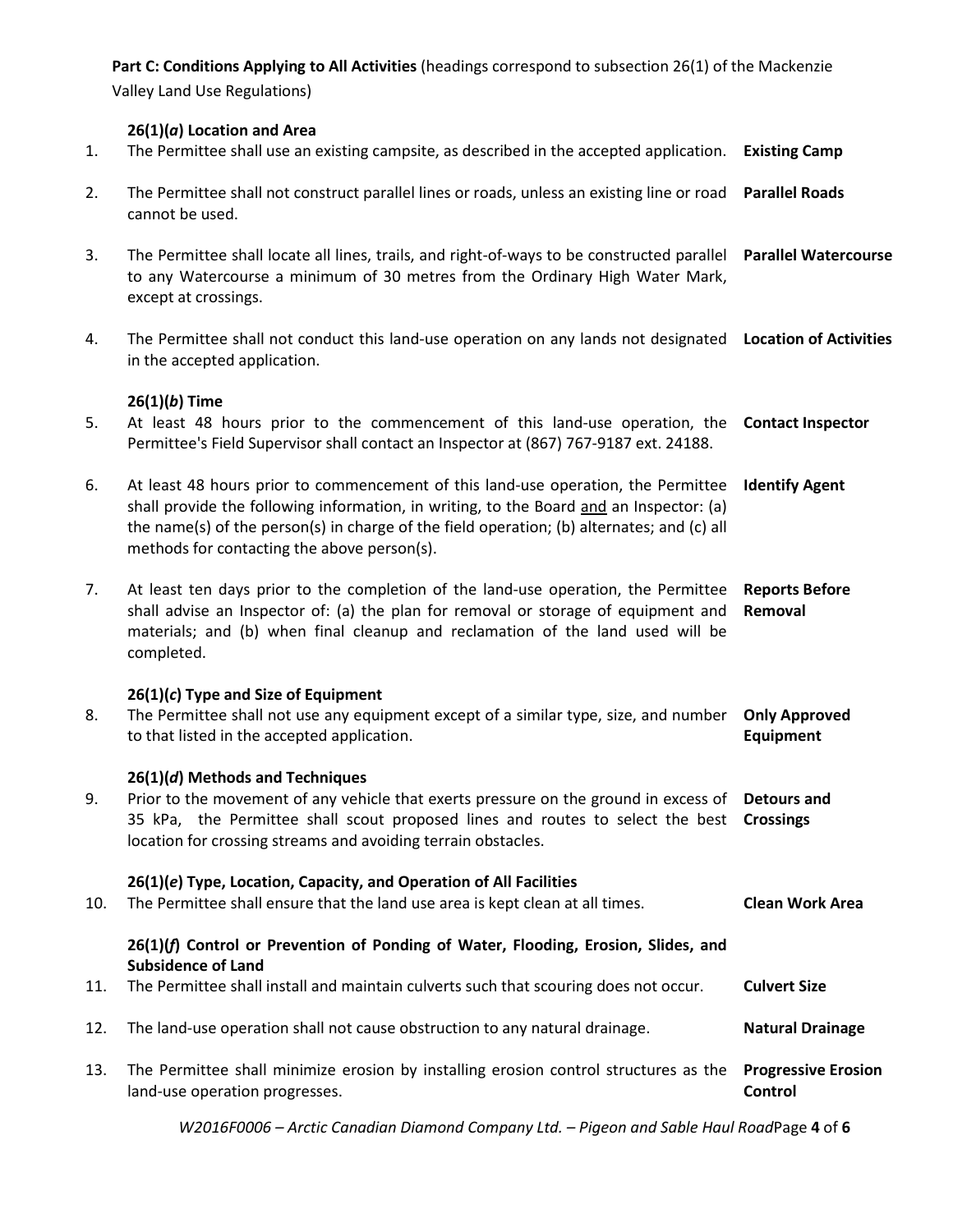**Part C: Conditions Applying to All Activities** (headings correspond to subsection 26(1) of the Mackenzie Valley Land Use Regulations)

**26(1)(*a*) Location and Area**

| | | |
|---|---|---|
| 1. | The Permittee shall use an existing campsite, as described in the accepted application. | **Existing Camp** |
| 2. | The Permittee shall not construct parallel lines or roads, unless an existing line or road cannot be used. | **Parallel Roads** |
| 3. | The Permittee shall locate all lines, trails, and right-of-ways to be constructed parallel to any Watercourse a minimum of 30 metres from the Ordinary High Water Mark, except at crossings. | **Parallel Watercourse** |
| 4. | The Permittee shall not conduct this land-use operation on any lands not designated in the accepted application. | **Location of Activities** |

**26(1)(*b*) Time**

| | | |
|---|---|---|
| 5. | At least 48 hours prior to the commencement of this land-use operation, the Permittee's Field Supervisor shall contact an Inspector at (867) 767-9187 ext. 24188. | **Contact Inspector** |
| 6. | At least 48 hours prior to commencement of this land-use operation, the Permittee shall provide the following information, in writing, to the Board <u>and</u> an Inspector: (a) the name(s) of the person(s) in charge of the field operation; (b) alternates; and (c) all methods for contacting the above person(s). | **Identify Agent** |
| 7. | At least ten days prior to the completion of the land-use operation, the Permittee shall advise an Inspector of: (a) the plan for removal or storage of equipment and materials; and (b) when final cleanup and reclamation of the land used will be completed. | **Reports Before Removal** |

**26(1)(*c*) Type and Size of Equipment**

| | | |
|---|---|---|
| 8. | The Permittee shall not use any equipment except of a similar type, size, and number to that listed in the accepted application. | **Only Approved Equipment** |

**26(1)(*d*) Methods and Techniques**

| | | |
|---|---|---|
| 9. | Prior to the movement of any vehicle that exerts pressure on the ground in excess of 35 kPa, the Permittee shall scout proposed lines and routes to select the best location for crossing streams and avoiding terrain obstacles. | **Detours and Crossings** |

**26(1)(*e*) Type, Location, Capacity, and Operation of All Facilities**

| | | |
|---|---|---|
| 10. | The Permittee shall ensure that the land use area is kept clean at all times. | **Clean Work Area** |

**26(1)(*f*) Control or Prevention of Ponding of Water, Flooding, Erosion, Slides, and Subsidence of Land**

| | | |
|---|---|---|
| 11. | The Permittee shall install and maintain culverts such that scouring does not occur. | **Culvert Size** |
| 12. | The land-use operation shall not cause obstruction to any natural drainage. | **Natural Drainage** |
| 13. | The Permittee shall minimize erosion by installing erosion control structures as the land-use operation progresses. | **Progressive Erosion Control** |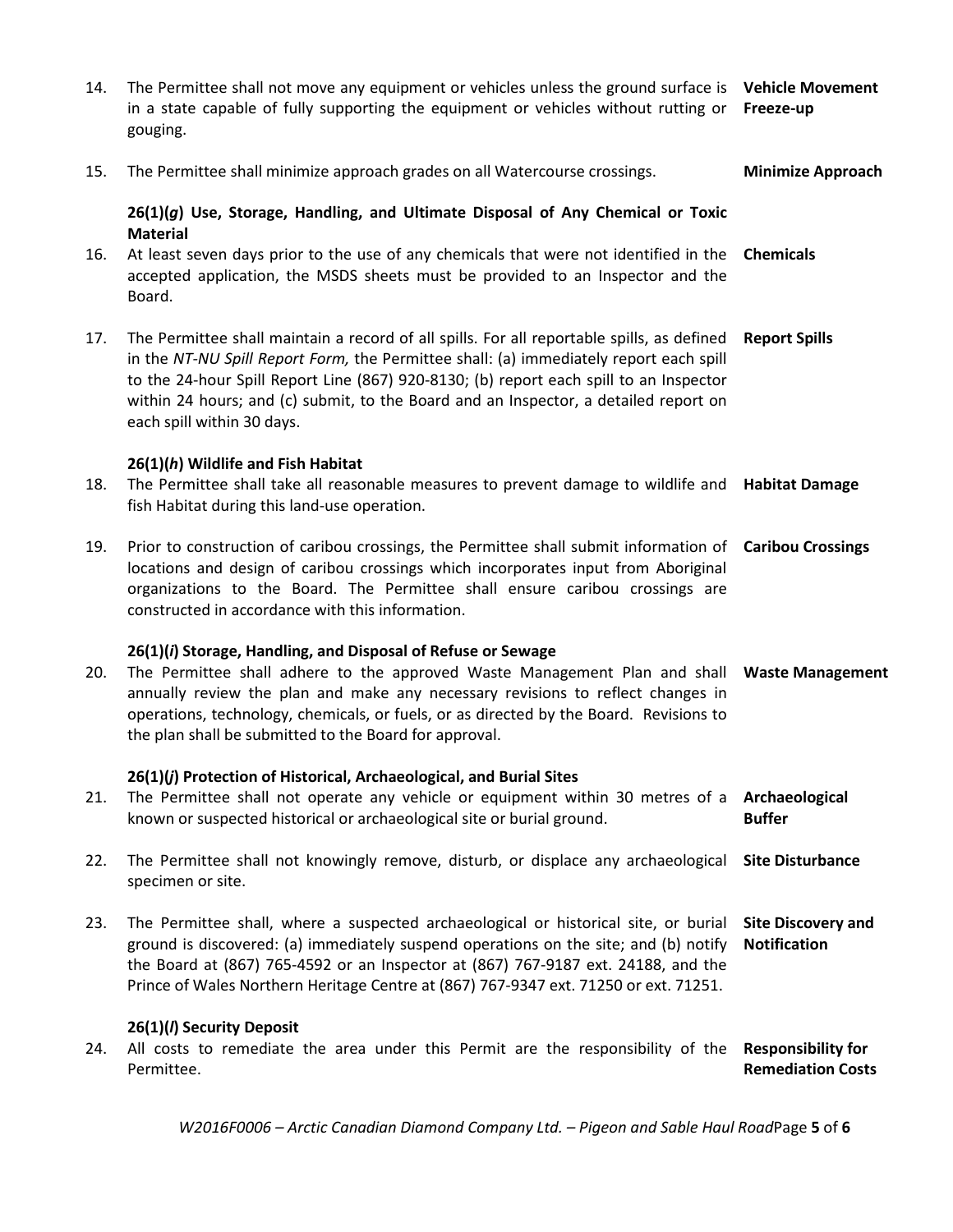14. The Permittee shall not move any equipment or vehicles unless the ground surface is in a state capable of fully supporting the equipment or vehicles without rutting or gouging. **Vehicle Movement Freeze-up**

15. The Permittee shall minimize approach grades on all Watercourse crossings. **Minimize Approach**

**26(1)(*g*) Use, Storage, Handling, and Ultimate Disposal of Any Chemical or Toxic Material**

16. At least seven days prior to the use of any chemicals that were not identified in the accepted application, the MSDS sheets must be provided to an Inspector and the Board. **Chemicals**

17. The Permittee shall maintain a record of all spills. For all reportable spills, as defined in the *NT-NU Spill Report Form,* the Permittee shall: (a) immediately report each spill to the 24-hour Spill Report Line (867) 920-8130; (b) report each spill to an Inspector within 24 hours; and (c) submit, to the Board and an Inspector, a detailed report on each spill within 30 days. **Report Spills**

**26(1)(*h*) Wildlife and Fish Habitat**

18. The Permittee shall take all reasonable measures to prevent damage to wildlife and fish Habitat during this land-use operation. **Habitat Damage**

19. Prior to construction of caribou crossings, the Permittee shall submit information of locations and design of caribou crossings which incorporates input from Aboriginal organizations to the Board. The Permittee shall ensure caribou crossings are constructed in accordance with this information. **Caribou Crossings**

**26(1)(*i*) Storage, Handling, and Disposal of Refuse or Sewage**

20. The Permittee shall adhere to the approved Waste Management Plan and shall annually review the plan and make any necessary revisions to reflect changes in operations, technology, chemicals, or fuels, or as directed by the Board. Revisions to the plan shall be submitted to the Board for approval. **Waste Management**

**26(1)(*j*) Protection of Historical, Archaeological, and Burial Sites**

21. The Permittee shall not operate any vehicle or equipment within 30 metres of a known or suspected historical or archaeological site or burial ground. **Archaeological Buffer**

22. The Permittee shall not knowingly remove, disturb, or displace any archaeological specimen or site. **Site Disturbance**

23. The Permittee shall, where a suspected archaeological or historical site, or burial ground is discovered: (a) immediately suspend operations on the site; and (b) notify the Board at (867) 765-4592 or an Inspector at (867) 767-9187 ext. 24188, and the Prince of Wales Northern Heritage Centre at (867) 767-9347 ext. 71250 or ext. 71251. **Site Discovery and Notification**

**26(1)(*l*) Security Deposit**

24. All costs to remediate the area under this Permit are the responsibility of the Permittee. **Responsibility for Remediation Costs**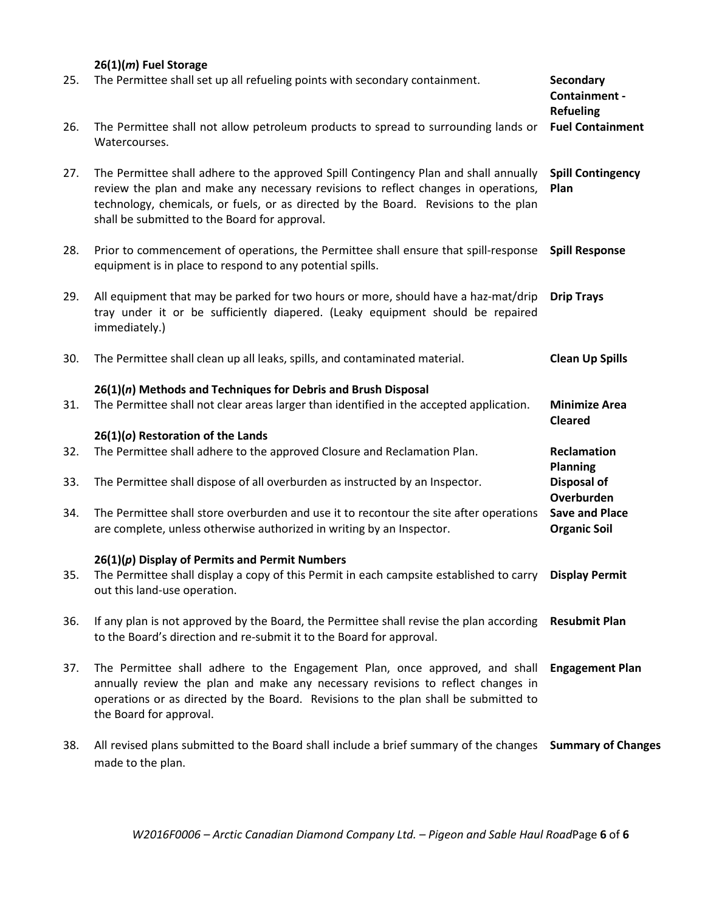**26(1)(*m*) Fuel Storage**

| | | |
|---|---|---|
| 25. | The Permittee shall set up all refueling points with secondary containment. | **Secondary Containment - Refueling** |
| 26. | The Permittee shall not allow petroleum products to spread to surrounding lands or Watercourses. | **Fuel Containment** |
| 27. | The Permittee shall adhere to the approved Spill Contingency Plan and shall annually review the plan and make any necessary revisions to reflect changes in operations, technology, chemicals, or fuels, or as directed by the Board. Revisions to the plan shall be submitted to the Board for approval. | **Spill Contingency Plan** |
| 28. | Prior to commencement of operations, the Permittee shall ensure that spill-response equipment is in place to respond to any potential spills. | **Spill Response** |
| 29. | All equipment that may be parked for two hours or more, should have a haz-mat/drip tray under it or be sufficiently diapered. (Leaky equipment should be repaired immediately.) | **Drip Trays** |
| 30. | The Permittee shall clean up all leaks, spills, and contaminated material. | **Clean Up Spills** |

**26(1)(*n*) Methods and Techniques for Debris and Brush Disposal**

| | | |
|---|---|---|
| 31. | The Permittee shall not clear areas larger than identified in the accepted application. | **Minimize Area Cleared** |

**26(1)(*o*) Restoration of the Lands**

| | | |
|---|---|---|
| 32. | The Permittee shall adhere to the approved Closure and Reclamation Plan. | **Reclamation Planning** |
| 33. | The Permittee shall dispose of all overburden as instructed by an Inspector. | **Disposal of Overburden** |
| 34. | The Permittee shall store overburden and use it to recontour the site after operations are complete, unless otherwise authorized in writing by an Inspector. | **Save and Place Organic Soil** |

**26(1)(*p*) Display of Permits and Permit Numbers**

| | | |
|---|---|---|
| 35. | The Permittee shall display a copy of this Permit in each campsite established to carry out this land-use operation. | **Display Permit** |
| 36. | If any plan is not approved by the Board, the Permittee shall revise the plan according to the Board's direction and re-submit it to the Board for approval. | **Resubmit Plan** |
| 37. | The Permittee shall adhere to the Engagement Plan, once approved, and shall annually review the plan and make any necessary revisions to reflect changes in operations or as directed by the Board. Revisions to the plan shall be submitted to the Board for approval. | **Engagement Plan** |
| 38. | All revised plans submitted to the Board shall include a brief summary of the changes made to the plan. | **Summary of Changes** |